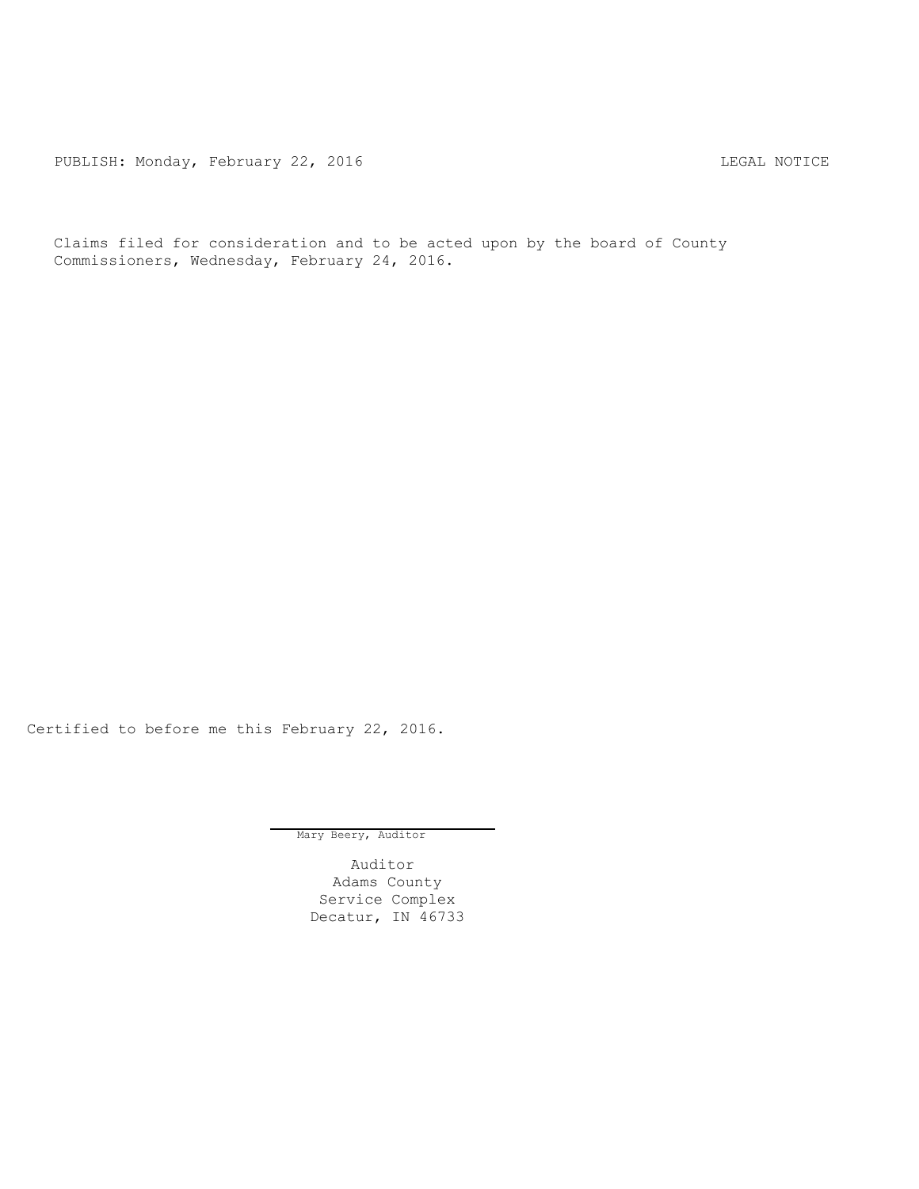PUBLISH: Monday, February 22, 2016 LEGAL NOTICE

Claims filed for consideration and to be acted upon by the board of County Commissioners, Wednesday, February 24, 2016.

Certified to before me this February 22, 2016.

Mary Beery, Auditor

Auditor
Adams County
Service Complex
Decatur, IN 46733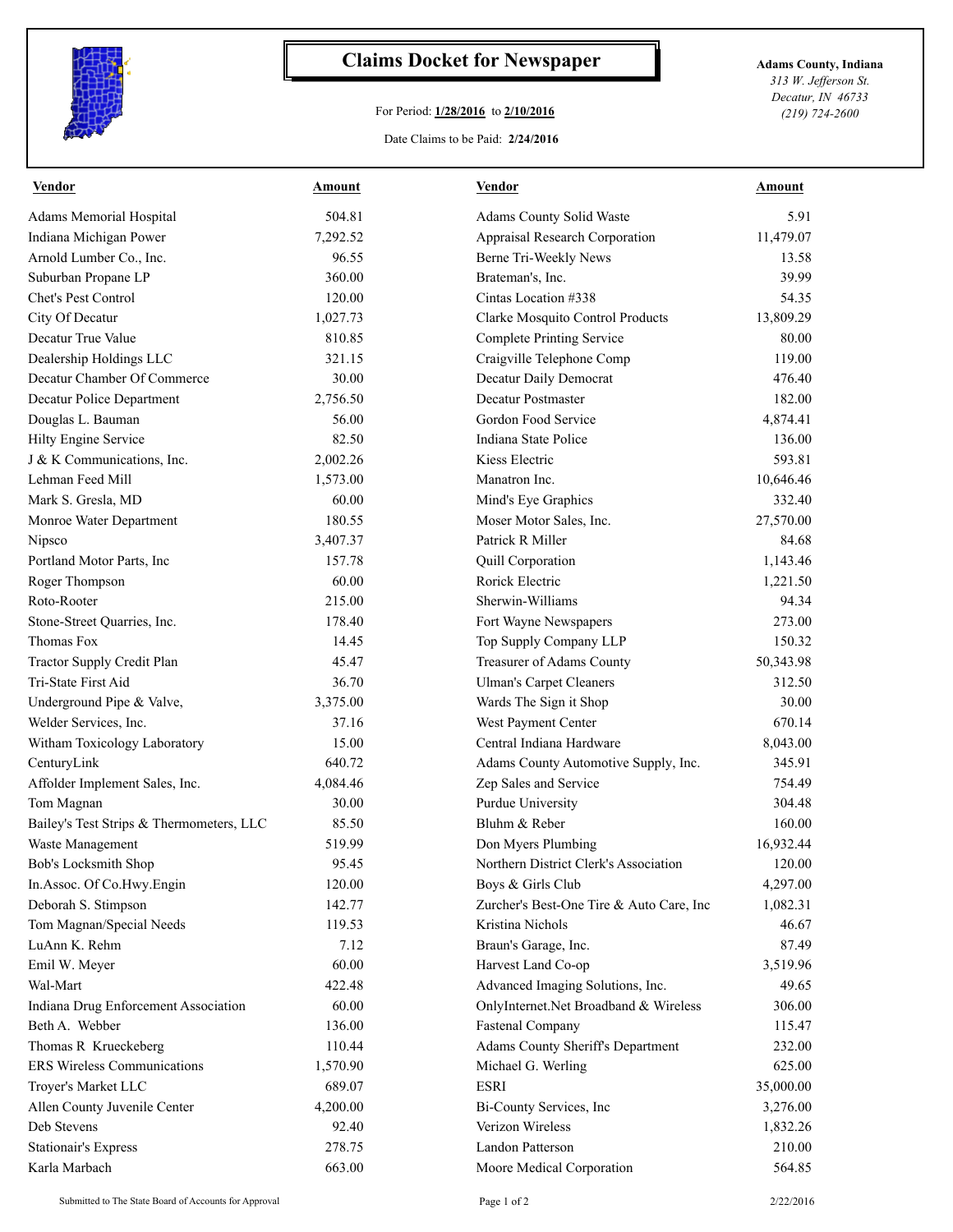# Claims Docket for Newspaper

For Period: **1/28/2016** to **2/10/2016**

Date Claims to be Paid: **2/24/2016**

**Adams County, Indiana**
*313 W. Jefferson St.*
*Decatur, IN 46733*
*(219) 724-2600*

| Vendor | Amount | Vendor | Amount |
|---|---|---|---|
| Adams Memorial Hospital | 504.81 | Adams County Solid Waste | 5.91 |
| Indiana Michigan Power | 7,292.52 | Appraisal Research Corporation | 11,479.07 |
| Arnold Lumber Co., Inc. | 96.55 | Berne Tri-Weekly News | 13.58 |
| Suburban Propane LP | 360.00 | Brateman's, Inc. | 39.99 |
| Chet's Pest Control | 120.00 | Cintas Location #338 | 54.35 |
| City Of Decatur | 1,027.73 | Clarke Mosquito Control Products | 13,809.29 |
| Decatur True Value | 810.85 | Complete Printing Service | 80.00 |
| Dealership Holdings LLC | 321.15 | Craigville Telephone Comp | 119.00 |
| Decatur Chamber Of Commerce | 30.00 | Decatur Daily Democrat | 476.40 |
| Decatur Police Department | 2,756.50 | Decatur Postmaster | 182.00 |
| Douglas L. Bauman | 56.00 | Gordon Food Service | 4,874.41 |
| Hilty Engine Service | 82.50 | Indiana State Police | 136.00 |
| J & K Communications, Inc. | 2,002.26 | Kiess Electric | 593.81 |
| Lehman Feed Mill | 1,573.00 | Manatron Inc. | 10,646.46 |
| Mark S. Gresla, MD | 60.00 | Mind's Eye Graphics | 332.40 |
| Monroe Water Department | 180.55 | Moser Motor Sales, Inc. | 27,570.00 |
| Nipsco | 3,407.37 | Patrick R Miller | 84.68 |
| Portland Motor Parts, Inc | 157.78 | Quill Corporation | 1,143.46 |
| Roger Thompson | 60.00 | Rorick Electric | 1,221.50 |
| Roto-Rooter | 215.00 | Sherwin-Williams | 94.34 |
| Stone-Street Quarries, Inc. | 178.40 | Fort Wayne Newspapers | 273.00 |
| Thomas Fox | 14.45 | Top Supply Company LLP | 150.32 |
| Tractor Supply Credit Plan | 45.47 | Treasurer of Adams County | 50,343.98 |
| Tri-State First Aid | 36.70 | Ulman's Carpet Cleaners | 312.50 |
| Underground Pipe & Valve, | 3,375.00 | Wards The Sign it Shop | 30.00 |
| Welder Services, Inc. | 37.16 | West Payment Center | 670.14 |
| Witham Toxicology Laboratory | 15.00 | Central Indiana Hardware | 8,043.00 |
| CenturyLink | 640.72 | Adams County Automotive Supply, Inc. | 345.91 |
| Affolder Implement Sales, Inc. | 4,084.46 | Zep Sales and Service | 754.49 |
| Tom Magnan | 30.00 | Purdue University | 304.48 |
| Bailey's Test Strips & Thermometers, LLC | 85.50 | Bluhm & Reber | 160.00 |
| Waste Management | 519.99 | Don Myers Plumbing | 16,932.44 |
| Bob's Locksmith Shop | 95.45 | Northern District Clerk's Association | 120.00 |
| In.Assoc. Of Co.Hwy.Engin | 120.00 | Boys & Girls Club | 4,297.00 |
| Deborah S. Stimpson | 142.77 | Zurcher's Best-One Tire & Auto Care, Inc | 1,082.31 |
| Tom Magnan/Special Needs | 119.53 | Kristina Nichols | 46.67 |
| LuAnn K. Rehm | 7.12 | Braun's Garage, Inc. | 87.49 |
| Emil W. Meyer | 60.00 | Harvest Land Co-op | 3,519.96 |
| Wal-Mart | 422.48 | Advanced Imaging Solutions, Inc. | 49.65 |
| Indiana Drug Enforcement Association | 60.00 | OnlyInternet.Net Broadband & Wireless | 306.00 |
| Beth A. Webber | 136.00 | Fastenal Company | 115.47 |
| Thomas R Krueckeberg | 110.44 | Adams County Sheriff's Department | 232.00 |
| ERS Wireless Communications | 1,570.90 | Michael G. Werling | 625.00 |
| Troyer's Market LLC | 689.07 | ESRI | 35,000.00 |
| Allen County Juvenile Center | 4,200.00 | Bi-County Services, Inc | 3,276.00 |
| Deb Stevens | 92.40 | Verizon Wireless | 1,832.26 |
| Stationair's Express | 278.75 | Landon Patterson | 210.00 |
| Karla Marbach | 663.00 | Moore Medical Corporation | 564.85 |

Submitted to The State Board of Accounts for Approval — 2/22/2016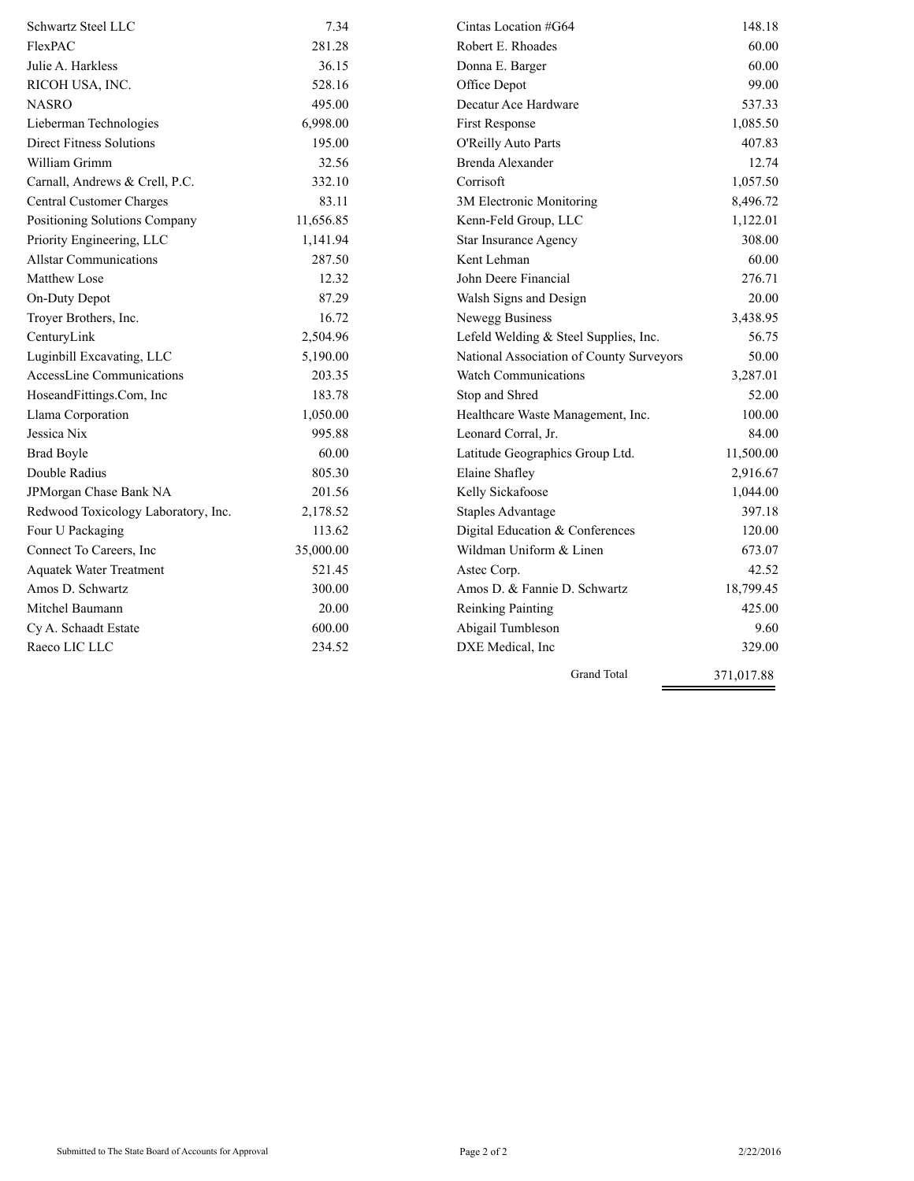| | |
|---|---|
| Schwartz Steel LLC | 7.34 |
| FlexPAC | 281.28 |
| Julie A. Harkless | 36.15 |
| RICOH USA, INC. | 528.16 |
| NASRO | 495.00 |
| Lieberman Technologies | 6,998.00 |
| Direct Fitness Solutions | 195.00 |
| William Grimm | 32.56 |
| Carnall, Andrews & Crell, P.C. | 332.10 |
| Central Customer Charges | 83.11 |
| Positioning Solutions Company | 11,656.85 |
| Priority Engineering, LLC | 1,141.94 |
| Allstar Communications | 287.50 |
| Matthew Lose | 12.32 |
| On-Duty Depot | 87.29 |
| Troyer Brothers, Inc. | 16.72 |
| CenturyLink | 2,504.96 |
| Luginbill Excavating, LLC | 5,190.00 |
| AccessLine Communications | 203.35 |
| HoseandFittings.Com, Inc | 183.78 |
| Llama Corporation | 1,050.00 |
| Jessica Nix | 995.88 |
| Brad Boyle | 60.00 |
| Double Radius | 805.30 |
| JPMorgan Chase Bank NA | 201.56 |
| Redwood Toxicology Laboratory, Inc. | 2,178.52 |
| Four U Packaging | 113.62 |
| Connect To Careers, Inc | 35,000.00 |
| Aquatek Water Treatment | 521.45 |
| Amos D. Schwartz | 300.00 |
| Mitchel Baumann | 20.00 |
| Cy A. Schaadt Estate | 600.00 |
| Raeco LIC LLC | 234.52 |
| Cintas Location #G64 | 148.18 |
| Robert E. Rhoades | 60.00 |
| Donna E. Barger | 60.00 |
| Office Depot | 99.00 |
| Decatur Ace Hardware | 537.33 |
| First Response | 1,085.50 |
| O'Reilly Auto Parts | 407.83 |
| Brenda Alexander | 12.74 |
| Corrisoft | 1,057.50 |
| 3M Electronic Monitoring | 8,496.72 |
| Kenn-Feld Group, LLC | 1,122.01 |
| Star Insurance Agency | 308.00 |
| Kent Lehman | 60.00 |
| John Deere Financial | 276.71 |
| Walsh Signs and Design | 20.00 |
| Newegg Business | 3,438.95 |
| Lefeld Welding & Steel Supplies, Inc. | 56.75 |
| National Association of County Surveyors | 50.00 |
| Watch Communications | 3,287.01 |
| Stop and Shred | 52.00 |
| Healthcare Waste Management, Inc. | 100.00 |
| Leonard Corral, Jr. | 84.00 |
| Latitude Geographics Group Ltd. | 11,500.00 |
| Elaine Shafley | 2,916.67 |
| Kelly Sickafoose | 1,044.00 |
| Staples Advantage | 397.18 |
| Digital Education & Conferences | 120.00 |
| Wildman Uniform & Linen | 673.07 |
| Astec Corp. | 42.52 |
| Amos D. & Fannie D. Schwartz | 18,799.45 |
| Reinking Painting | 425.00 |
| Abigail Tumbleson | 9.60 |
| DXE Medical, Inc | 329.00 |
| Grand Total | 371,017.88 |

Submitted to The State Board of Accounts for Approval

2/22/2016